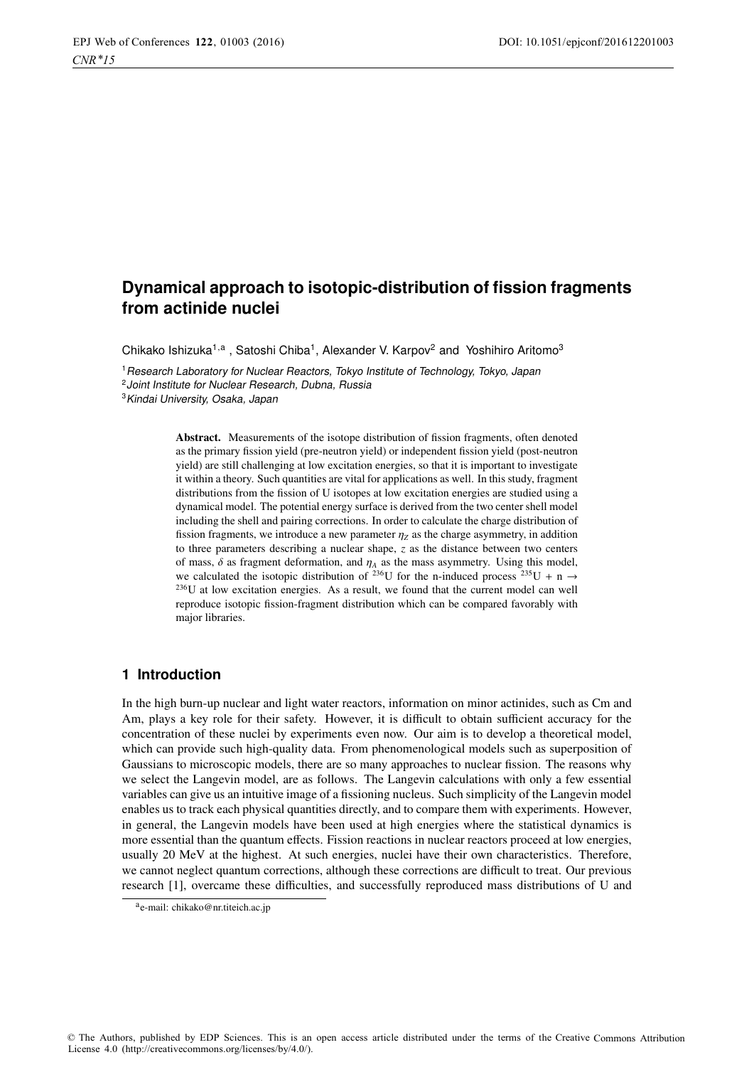# Dynamical approach to isotopic-distribution of fission fragments from actinide nuclei

Chikako Ishizuka[1,a], Satoshi Chiba[1], Alexander V. Karpov[2] and Yoshihiro Aritomo[3]

[1] *Research Laboratory for Nuclear Reactors, Tokyo Institute of Technology, Tokyo, Japan*
[2] *Joint Institute for Nuclear Research, Dubna, Russia*
[3] *Kindai University, Osaka, Japan*

**Abstract.** Measurements of the isotope distribution of fission fragments, often denoted as the primary fission yield (pre-neutron yield) or independent fission yield (post-neutron yield) are still challenging at low excitation energies, so that it is important to investigate it within a theory. Such quantities are vital for applications as well. In this study, fragment distributions from the fission of U isotopes at low excitation energies are studied using a dynamical model. The potential energy surface is derived from the two center shell model including the shell and pairing corrections. In order to calculate the charge distribution of fission fragments, we introduce a new parameter $\eta_Z$ as the charge asymmetry, in addition to three parameters describing a nuclear shape, $z$ as the distance between two centers of mass, $\delta$ as fragment deformation, and $\eta_A$ as the mass asymmetry. Using this model, we calculated the isotopic distribution of $^{236}$U for the n-induced process $^{235}$U + n $\rightarrow$ $^{236}$U at low excitation energies. As a result, we found that the current model can well reproduce isotopic fission-fragment distribution which can be compared favorably with major libraries.

## 1 Introduction

In the high burn-up nuclear and light water reactors, information on minor actinides, such as Cm and Am, plays a key role for their safety. However, it is difficult to obtain sufficient accuracy for the concentration of these nuclei by experiments even now. Our aim is to develop a theoretical model, which can provide such high-quality data. From phenomenological models such as superposition of Gaussians to microscopic models, there are so many approaches to nuclear fission. The reasons why we select the Langevin model, are as follows. The Langevin calculations with only a few essential variables can give us an intuitive image of a fissioning nucleus. Such simplicity of the Langevin model enables us to track each physical quantities directly, and to compare them with experiments. However, in general, the Langevin models have been used at high energies where the statistical dynamics is more essential than the quantum effects. Fission reactions in nuclear reactors proceed at low energies, usually 20 MeV at the highest. At such energies, nuclei have their own characteristics. Therefore, we cannot neglect quantum corrections, although these corrections are difficult to treat. Our previous research [1], overcame these difficulties, and successfully reproduced mass distributions of U and

[a] e-mail: chikako@nr.titeich.ac.jp

© The Authors, published by EDP Sciences. This is an open access article distributed under the terms of the Creative Commons Attribution License 4.0 (http://creativecommons.org/licenses/by/4.0/).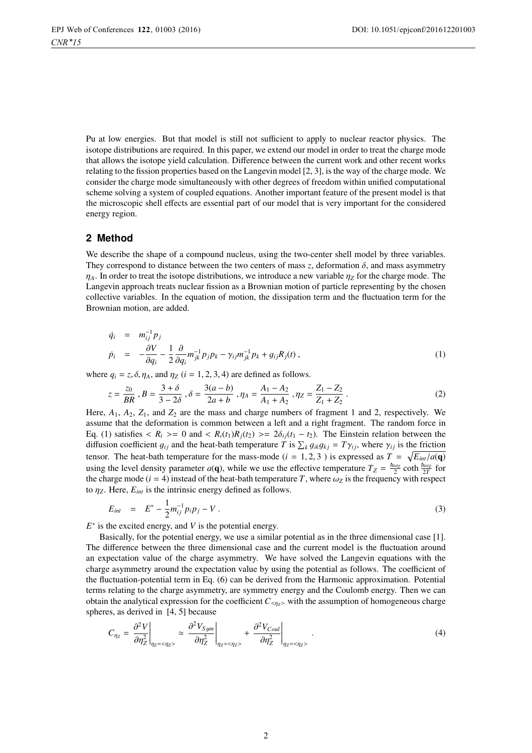Pu at low energies. But that model is still not sufficient to apply to nuclear reactor physics. The isotope distributions are required. In this paper, we extend our model in order to treat the charge mode that allows the isotope yield calculation. Difference between the current work and other recent works relating to the fission properties based on the Langevin model [2, 3], is the way of the charge mode. We consider the charge mode simultaneously with other degrees of freedom within unified computational scheme solving a system of coupled equations. Another important feature of the present model is that the microscopic shell effects are essential part of our model that is very important for the considered energy region.

## 2 Method

We describe the shape of a compound nucleus, using the two-center shell model by three variables. They correspond to distance between the two centers of mass $z$, deformation $\delta$, and mass asymmetry $\eta_A$. In order to treat the isotope distributions, we introduce a new variable $\eta_Z$ for the charge mode. The Langevin approach treats nuclear fission as a Brownian motion of particle representing by the chosen collective variables. In the equation of motion, the dissipation term and the fluctuation term for the Brownian motion, are added.

$$
\begin{aligned}
\dot{q}_i &= m_{ij}^{-1} p_j \\
\dot{p}_i &= -\frac{\partial V}{\partial q_i} - \frac{1}{2}\frac{\partial}{\partial q_i} m_{jk}^{-1} p_j p_k - \gamma_{ij} m_{jk}^{-1} p_k + g_{ij} R_j(t) \,,
\end{aligned}
\tag{1}
$$

where $q_i = z, \delta, \eta_A$, and $\eta_Z$ ($i = 1, 2, 3, 4$) are defined as follows.

$$
z = \frac{z_0}{BR} \,, B = \frac{3+\delta}{3-2\delta} \,, \delta = \frac{3(a-b)}{2a+b} \,, \eta_A = \frac{A_1 - A_2}{A_1 + A_2} \,, \eta_Z = \frac{Z_1 - Z_2}{Z_1 + Z_2} \,.
\tag{2}
$$

Here, $A_1$, $A_2$, $Z_1$, and $Z_2$ are the mass and charge numbers of fragment 1 and 2, respectively. We assume that the deformation is common between a left and a right fragment. The random force in Eq. (1) satisfies $< R_i >= 0$ and $< R_i(t_1) R_j(t_2) >= 2\delta_{ij}(t_1 - t_2)$. The Einstein relation between the diffusion coefficient $g_{ij}$ and the heat-bath temperature $T$ is $\sum_k g_{ik} g_{kj} = T\gamma_{ij}$, where $\gamma_{ij}$ is the friction tensor. The heat-bath temperature for the mass-mode ($i = 1, 2, 3$ ) is expressed as $T = \sqrt{E_{int}/a(\mathbf{q})}$ using the level density parameter $a(\mathbf{q})$, while we use the effective temperature $T_Z = \frac{\hbar\omega_Z}{2} \coth \frac{\hbar\omega_Z}{2T}$ for the charge mode ($i = 4$) instead of the heat-bath temperature $T$, where $\omega_Z$ is the frequency with respect to $\eta_Z$. Here, $E_{int}$ is the intrinsic energy defined as follows.

$$
E_{int} = E^* - \frac{1}{2} m_{ij}^{-1} p_i p_j - V \,.
\tag{3}
$$

$E^*$ is the excited energy, and $V$ is the potential energy.

Basically, for the potential energy, we use a similar potential as in the three dimensional case [1]. The difference between the three dimensional case and the current model is the fluctuation around an expectation value of the charge asymmetry. We have solved the Langevin equations with the charge asymmetry around the expectation value by using the potential as follows. The coefficient of the fluctuation-potential term in Eq. (6) can be derived from the Harmonic approximation. Potential terms relating to the charge asymmetry, are symmetry energy and the Coulomb energy. Then we can obtain the analytical expression for the coefficient $C_{<\eta_Z>}$ with the assumption of homogeneous charge spheres, as derived in [4, 5] because

$$
C_{\eta_Z} = \left.\frac{\partial^2 V}{\partial \eta_Z^2}\right|_{\eta_Z = <\eta_Z>} \simeq \left.\frac{\partial^2 V_{Sym}}{\partial \eta_Z^2}\right|_{\eta_Z = <\eta_Z>} + \left.\frac{\partial^2 V_{Coul}}{\partial \eta_Z^2}\right|_{\eta_Z = <\eta_Z>} \,.
\tag{4}
$$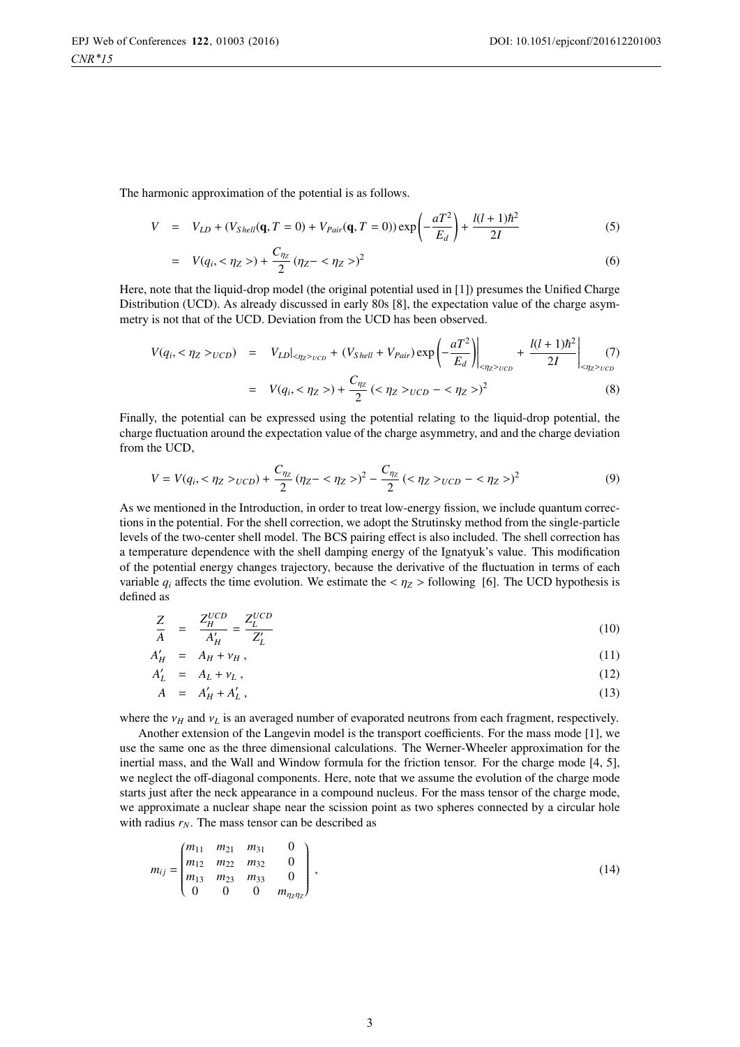The harmonic approximation of the potential is as follows.

$$V = V_{LD} + (V_{Shell}(\mathbf{q}, T=0) + V_{Pair}(\mathbf{q}, T=0)) \exp\left(-\frac{aT^2}{E_d}\right) + \frac{l(l+1)\hbar^2}{2I} \tag{5}$$

$$= V(q_i, <\eta_Z>) + \frac{C_{\eta_Z}}{2}(\eta_Z - <\eta_Z>)^2 \tag{6}$$

Here, note that the liquid-drop model (the original potential used in [1]) presumes the Unified Charge Distribution (UCD). As already discussed in early 80s [8], the expectation value of the charge asymmetry is not that of the UCD. Deviation from the UCD has been observed.

$$V(q_i, <\eta_Z>_{UCD}) = V_{LD}|_{<\eta_Z>_{UCD}} + (V_{Shell} + V_{Pair}) \exp\left(-\frac{aT^2}{E_d}\right)\Bigg|_{<\eta_Z>_{UCD}} + \frac{l(l+1)\hbar^2}{2I}\Bigg|_{<\eta_Z>_{UCD}} \tag{7}$$

$$= V(q_i, <\eta_Z>) + \frac{C_{\eta_Z}}{2}(<\eta_Z>_{UCD} - <\eta_Z>)^2 \tag{8}$$

Finally, the potential can be expressed using the potential relating to the liquid-drop potential, the charge fluctuation around the expectation value of the charge asymmetry, and and the charge deviation from the UCD,

$$V = V(q_i, <\eta_Z>_{UCD}) + \frac{C_{\eta_Z}}{2}(\eta_Z - <\eta_Z>)^2 - \frac{C_{\eta_Z}}{2}(<\eta_Z>_{UCD} - <\eta_Z>)^2 \tag{9}$$

As we mentioned in the Introduction, in order to treat low-energy fission, we include quantum corrections in the potential. For the shell correction, we adopt the Strutinsky method from the single-particle levels of the two-center shell model. The BCS pairing effect is also included. The shell correction has a temperature dependence with the shell damping energy of the Ignatyuk's value. This modification of the potential energy changes trajectory, because the derivative of the fluctuation in terms of each variable $q_i$ affects the time evolution. We estimate the $<\eta_Z>$ following [6]. The UCD hypothesis is defined as

$$\frac{Z}{A} = \frac{Z_H^{UCD}}{A'_H} = \frac{Z_L^{UCD}}{Z'_L} \tag{10}$$

$$A'_H = A_H + \nu_H\,, \tag{11}$$

$$A'_L = A_L + \nu_L\,, \tag{12}$$

$$A = A'_H + A'_L\,, \tag{13}$$

where the $\nu_H$ and $\nu_L$ is an averaged number of evaporated neutrons from each fragment, respectively.

Another extension of the Langevin model is the transport coefficients. For the mass mode [1], we use the same one as the three dimensional calculations. The Werner-Wheeler approximation for the inertial mass, and the Wall and Window formula for the friction tensor. For the charge mode [4, 5], we neglect the off-diagonal components. Here, note that we assume the evolution of the charge mode starts just after the neck appearance in a compound nucleus. For the mass tensor of the charge mode, we approximate a nuclear shape near the scission point as two spheres connected by a circular hole with radius $r_N$. The mass tensor can be described as

$$m_{ij} = \begin{pmatrix} m_{11} & m_{21} & m_{31} & 0 \\ m_{12} & m_{22} & m_{32} & 0 \\ m_{13} & m_{23} & m_{33} & 0 \\ 0 & 0 & 0 & m_{\eta_Z\eta_Z} \end{pmatrix}, \tag{14}$$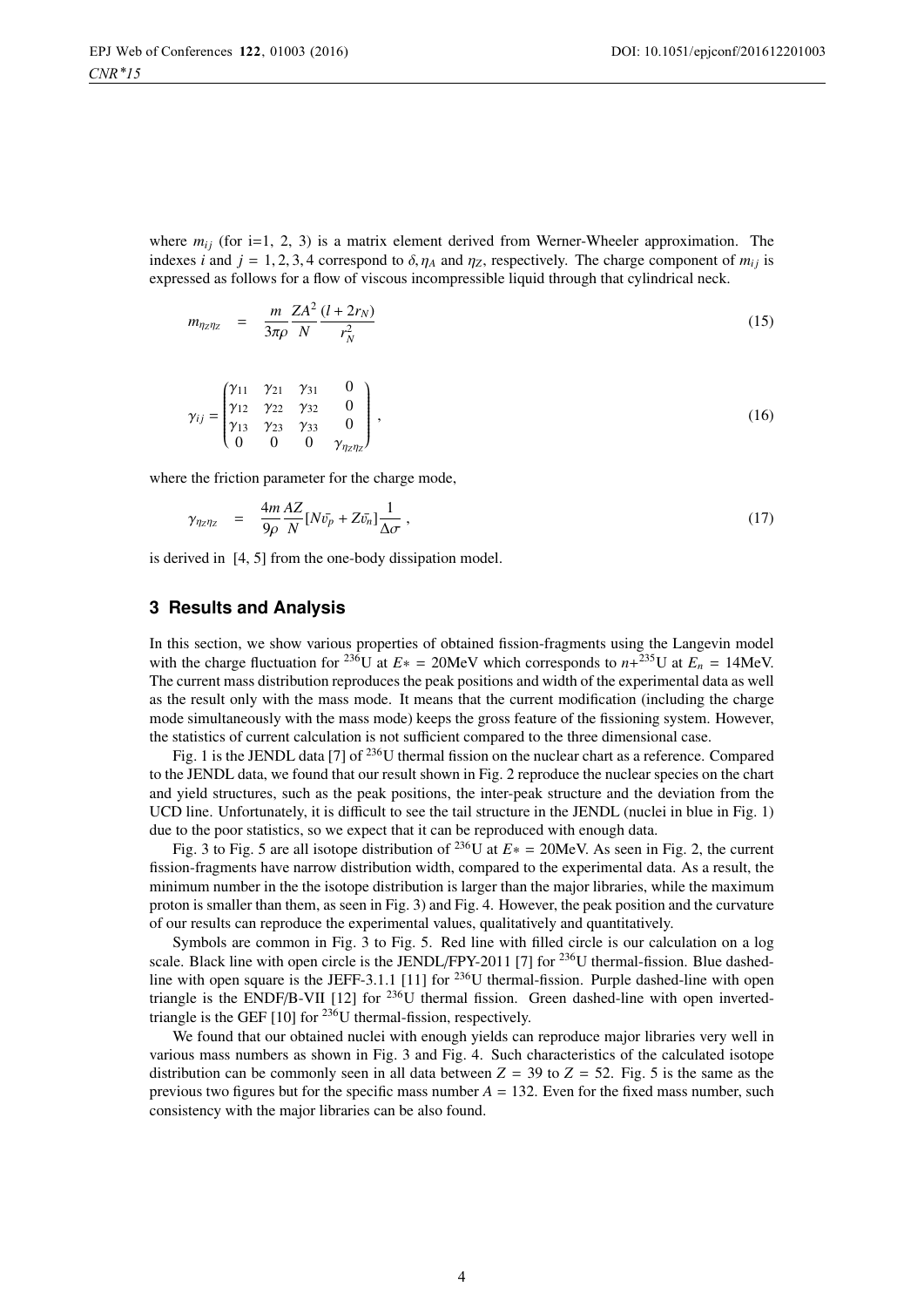where $m_{ij}$ (for i=1, 2, 3) is a matrix element derived from Werner-Wheeler approximation. The indexes $i$ and $j = 1, 2, 3, 4$ correspond to $\delta, \eta_A$ and $\eta_Z$, respectively. The charge component of $m_{ij}$ is expressed as follows for a flow of viscous incompressible liquid through that cylindrical neck.

$$m_{\eta_Z\eta_Z} \;=\; \frac{m}{3\pi\rho}\frac{ZA^2}{N}\frac{(l+2r_N)}{r_N^2} \tag{15}$$

$$\gamma_{ij} = \begin{pmatrix} \gamma_{11} & \gamma_{21} & \gamma_{31} & 0 \\ \gamma_{12} & \gamma_{22} & \gamma_{32} & 0 \\ \gamma_{13} & \gamma_{23} & \gamma_{33} & 0 \\ 0 & 0 & 0 & \gamma_{\eta_Z\eta_Z} \end{pmatrix}, \tag{16}$$

where the friction parameter for the charge mode,

$$\gamma_{\eta_Z\eta_Z} \;=\; \frac{4m}{9\rho}\frac{AZ}{N}[N\bar{v_p} + Z\bar{v_n}]\frac{1}{\Delta\sigma}, \tag{17}$$

is derived in [4, 5] from the one-body dissipation model.

## 3 Results and Analysis

In this section, we show various properties of obtained fission-fragments using the Langevin model with the charge fluctuation for $^{236}$U at $E* = 20$MeV which corresponds to $n$+$^{235}$U at $E_n = 14$MeV. The current mass distribution reproduces the peak positions and width of the experimental data as well as the result only with the mass mode. It means that the current modification (including the charge mode simultaneously with the mass mode) keeps the gross feature of the fissioning system. However, the statistics of current calculation is not sufficient compared to the three dimensional case.

Fig. 1 is the JENDL data [7] of $^{236}$U thermal fission on the nuclear chart as a reference. Compared to the JENDL data, we found that our result shown in Fig. 2 reproduce the nuclear species on the chart and yield structures, such as the peak positions, the inter-peak structure and the deviation from the UCD line. Unfortunately, it is difficult to see the tail structure in the JENDL (nuclei in blue in Fig. 1) due to the poor statistics, so we expect that it can be reproduced with enough data.

Fig. 3 to Fig. 5 are all isotope distribution of $^{236}$U at $E* = 20$MeV. As seen in Fig. 2, the current fission-fragments have narrow distribution width, compared to the experimental data. As a result, the minimum number in the the isotope distribution is larger than the major libraries, while the maximum proton is smaller than them, as seen in Fig. 3) and Fig. 4. However, the peak position and the curvature of our results can reproduce the experimental values, qualitatively and quantitatively.

Symbols are common in Fig. 3 to Fig. 5. Red line with filled circle is our calculation on a log scale. Black line with open circle is the JENDL/FPY-2011 [7] for $^{236}$U thermal-fission. Blue dashed-line with open square is the JEFF-3.1.1 [11] for $^{236}$U thermal-fission. Purple dashed-line with open triangle is the ENDF/B-VII [12] for $^{236}$U thermal fission. Green dashed-line with open inverted-triangle is the GEF [10] for $^{236}$U thermal-fission, respectively.

We found that our obtained nuclei with enough yields can reproduce major libraries very well in various mass numbers as shown in Fig. 3 and Fig. 4. Such characteristics of the calculated isotope distribution can be commonly seen in all data between $Z = 39$ to $Z = 52$. Fig. 5 is the same as the previous two figures but for the specific mass number $A = 132$. Even for the fixed mass number, such consistency with the major libraries can be also found.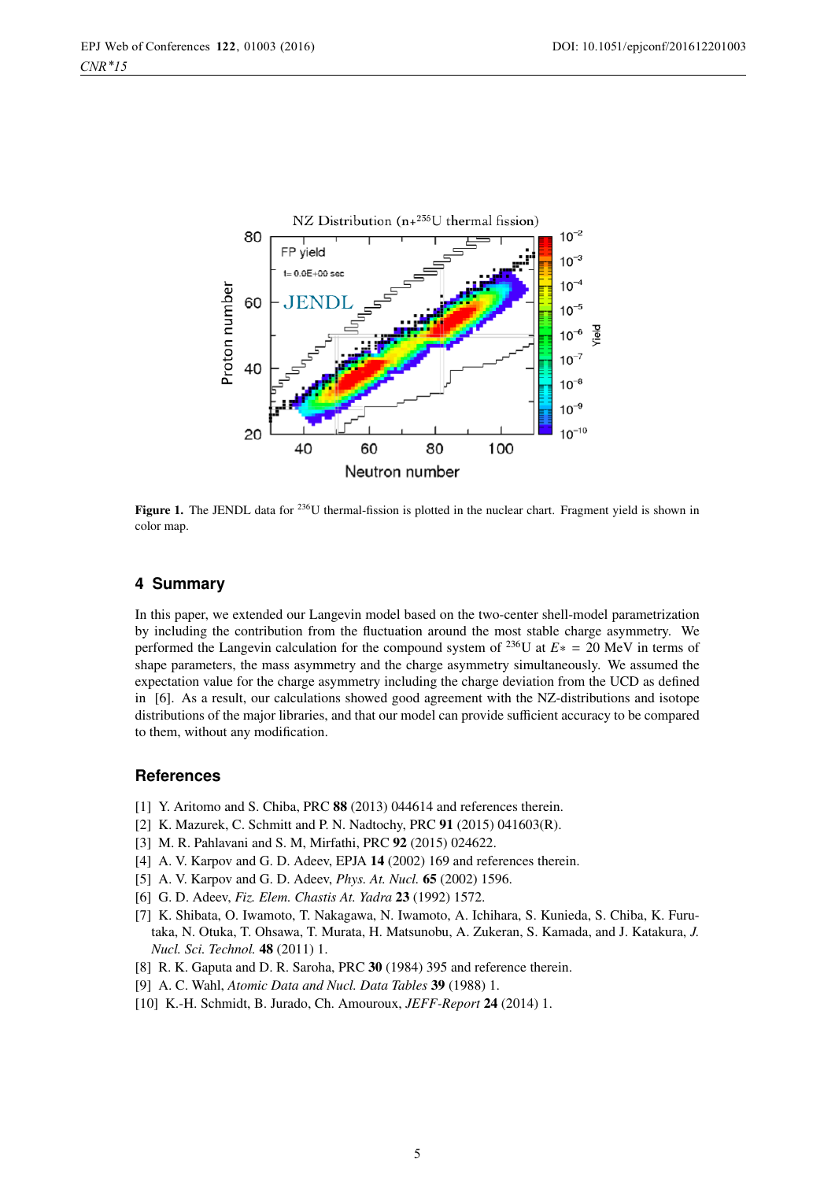Figure 1. The JENDL data for $^{236}$U thermal-fission is plotted in the nuclear chart. Fragment yield is shown in color map.

## 4 Summary

In this paper, we extended our Langevin model based on the two-center shell-model parametrization by including the contribution from the fluctuation around the most stable charge asymmetry. We performed the Langevin calculation for the compound system of $^{236}$U at $E* = 20$ MeV in terms of shape parameters, the mass asymmetry and the charge asymmetry simultaneously. We assumed the expectation value for the charge asymmetry including the charge deviation from the UCD as defined in [6]. As a result, our calculations showed good agreement with the NZ-distributions and isotope distributions of the major libraries, and that our model can provide sufficient accuracy to be compared to them, without any modification.

## References

[1] Y. Aritomo and S. Chiba, PRC **88** (2013) 044614 and references therein.

[2] K. Mazurek, C. Schmitt and P. N. Nadtochy, PRC **91** (2015) 041603(R).

[3] M. R. Pahlavani and S. M, Mirfathi, PRC **92** (2015) 024622.

[4] A. V. Karpov and G. D. Adeev, EPJA **14** (2002) 169 and references therein.

[5] A. V. Karpov and G. D. Adeev, *Phys. At. Nucl.* **65** (2002) 1596.

[6] G. D. Adeev, *Fiz. Elem. Chastis At. Yadra* **23** (1992) 1572.

[7] K. Shibata, O. Iwamoto, T. Nakagawa, N. Iwamoto, A. Ichihara, S. Kunieda, S. Chiba, K. Furutaka, N. Otuka, T. Ohsawa, T. Murata, H. Matsunobu, A. Zukeran, S. Kamada, and J. Katakura, *J. Nucl. Sci. Technol.* **48** (2011) 1.

[8] R. K. Gaputa and D. R. Saroha, PRC **30** (1984) 395 and reference therein.

[9] A. C. Wahl, *Atomic Data and Nucl. Data Tables* **39** (1988) 1.

[10] K.-H. Schmidt, B. Jurado, Ch. Amouroux, *JEFF-Report* **24** (2014) 1.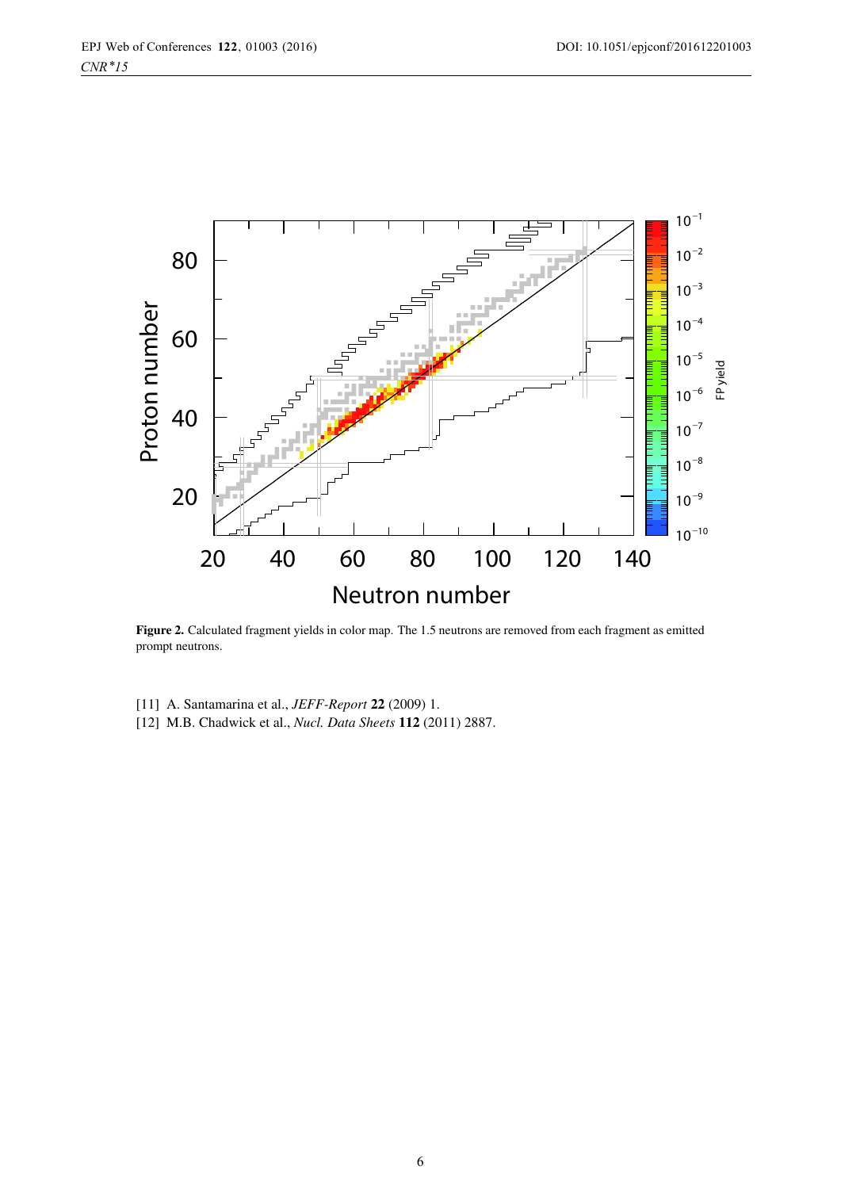**Figure 2.** Calculated fragment yields in color map. The 1.5 neutrons are removed from each fragment as emitted prompt neutrons.

[11] A. Santamarina et al., *JEFF-Report* **22** (2009) 1.

[12] M.B. Chadwick et al., *Nucl. Data Sheets* **112** (2011) 2887.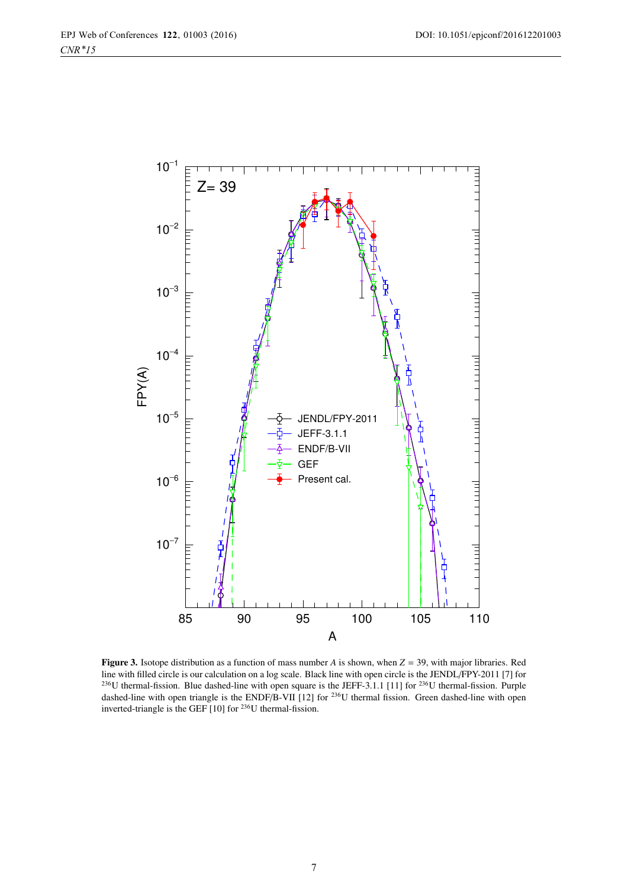**Figure 3.** Isotope distribution as a function of mass number $A$ is shown, when $Z = 39$, with major libraries. Red line with filled circle is our calculation on a log scale. Black line with open circle is the JENDL/FPY-2011 [7] for $^{236}$U thermal-fission. Blue dashed-line with open square is the JEFF-3.1.1 [11] for $^{236}$U thermal-fission. Purple dashed-line with open triangle is the ENDF/B-VII [12] for $^{236}$U thermal fission. Green dashed-line with open inverted-triangle is the GEF [10] for $^{236}$U thermal-fission.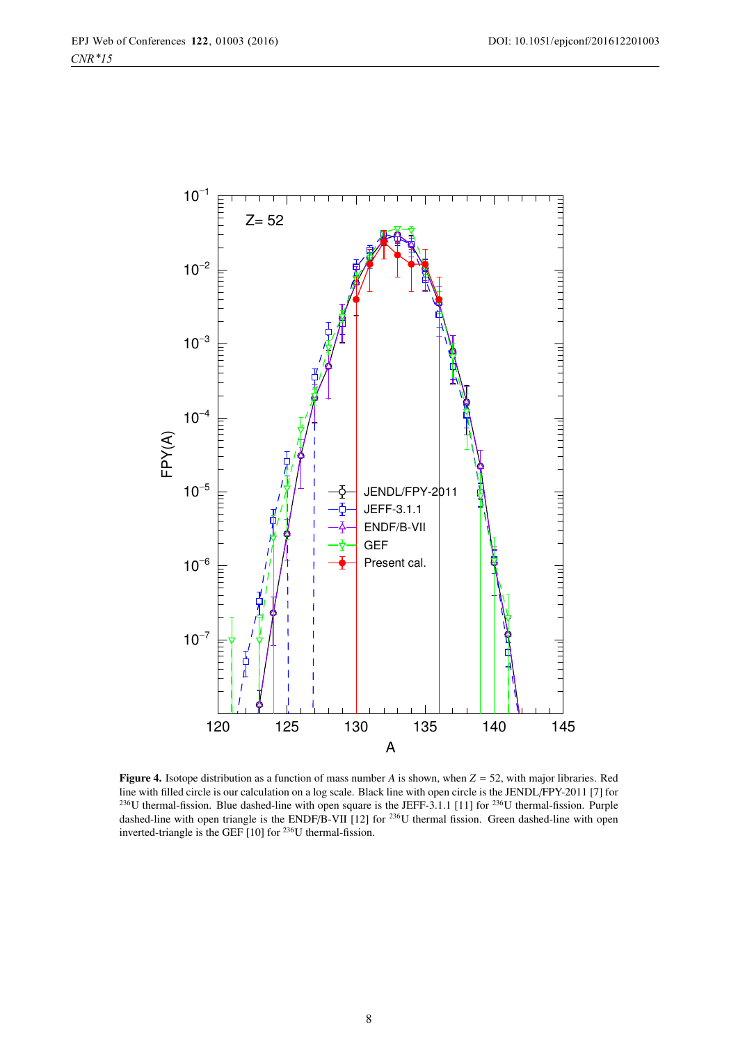**Figure 4.** Isotope distribution as a function of mass number $A$ is shown, when $Z = 52$, with major libraries. Red line with filled circle is our calculation on a log scale. Black line with open circle is the JENDL/FPY-2011 [7] for $^{236}$U thermal-fission. Blue dashed-line with open square is the JEFF-3.1.1 [11] for $^{236}$U thermal-fission. Purple dashed-line with open triangle is the ENDF/B-VII [12] for $^{236}$U thermal fission. Green dashed-line with open inverted-triangle is the GEF [10] for $^{236}$U thermal-fission.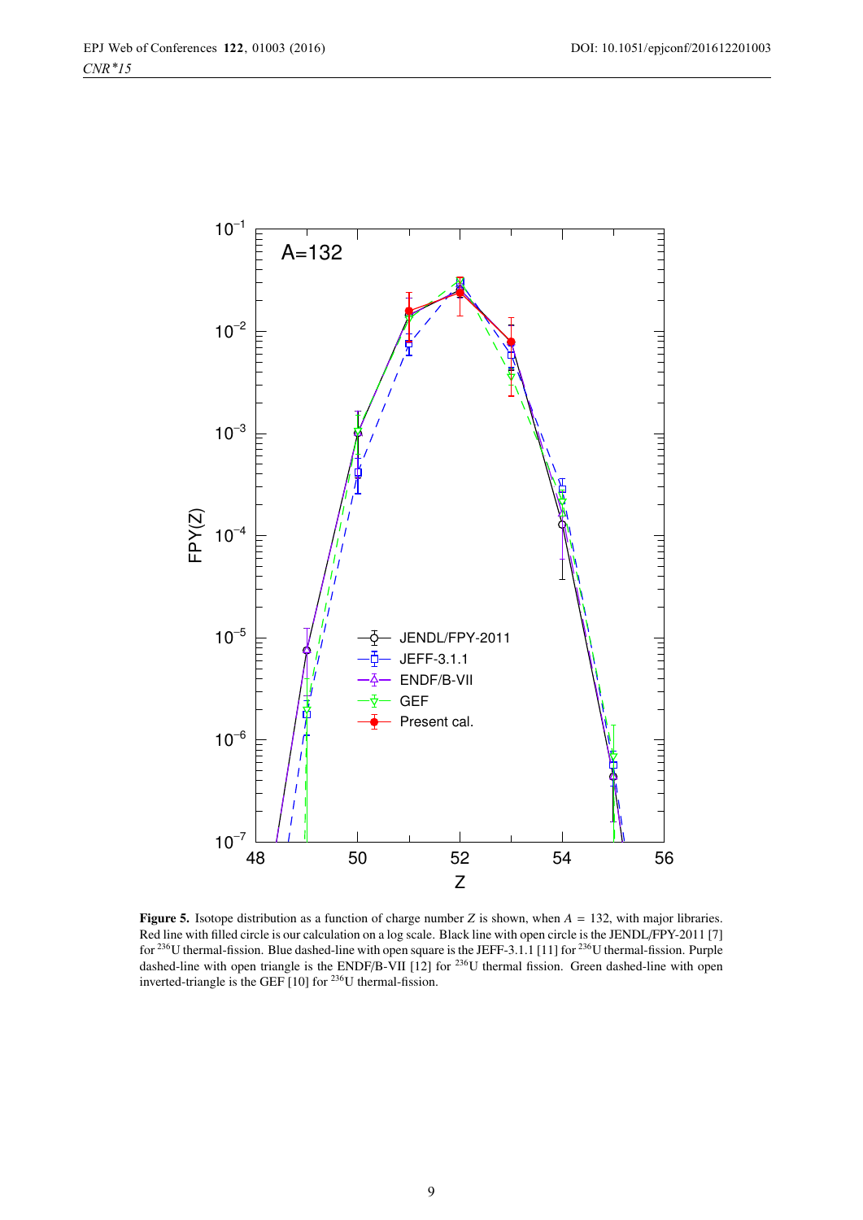A=132

FPY(Z)

Z

$10^{-1}$

$10^{-2}$

$10^{-3}$

$10^{-4}$

$10^{-5}$

$10^{-6}$

$10^{-7}$

48

50

52

54

56

JENDL/FPY-2011

JEFF-3.1.1

ENDF/B-VII

GEF

Present cal.

**Figure 5.** Isotope distribution as a function of charge number $Z$ is shown, when $A = 132$, with major libraries. Red line with filled circle is our calculation on a log scale. Black line with open circle is the JENDL/FPY-2011 [7] for $^{236}$U thermal-fission. Blue dashed-line with open square is the JEFF-3.1.1 [11] for $^{236}$U thermal-fission. Purple dashed-line with open triangle is the ENDF/B-VII [12] for $^{236}$U thermal fission. Green dashed-line with open inverted-triangle is the GEF [10] for $^{236}$U thermal-fission.